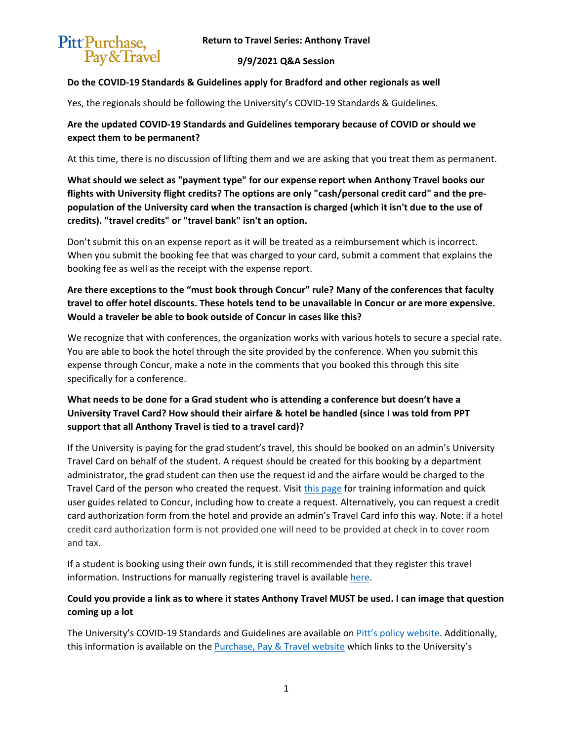# Return to Travel Series: Anthony Travel

## 9/9/2021 Q&A Session

**Do the COVID-19 Standards & Guidelines apply for Bradford and other regionals as well**

Yes, the regionals should be following the University's COVID-19 Standards & Guidelines.

**Are the updated COVID-19 Standards and Guidelines temporary because of COVID or should we expect them to be permanent?**

At this time, there is no discussion of lifting them and we are asking that you treat them as permanent.

**What should we select as "payment type" for our expense report when Anthony Travel books our flights with University flight credits? The options are only "cash/personal credit card" and the pre-population of the University card when the transaction is charged (which it isn't due to the use of credits). "travel credits" or "travel bank" isn't an option.**

Don't submit this on an expense report as it will be treated as a reimbursement which is incorrect. When you submit the booking fee that was charged to your card, submit a comment that explains the booking fee as well as the receipt with the expense report.

**Are there exceptions to the "must book through Concur" rule? Many of the conferences that faculty travel to offer hotel discounts. These hotels tend to be unavailable in Concur or are more expensive. Would a traveler be able to book outside of Concur in cases like this?**

We recognize that with conferences, the organization works with various hotels to secure a special rate. You are able to book the hotel through the site provided by the conference. When you submit this expense through Concur, make a note in the comments that you booked this through this site specifically for a conference.

**What needs to be done for a Grad student who is attending a conference but doesn't have a University Travel Card? How should their airfare & hotel be handled (since I was told from PPT support that all Anthony Travel is tied to a travel card)?**

If the University is paying for the grad student's travel, this should be booked on an admin's University Travel Card on behalf of the student. A request should be created for this booking by a department administrator, the grad student can then use the request id and the airfare would be charged to the Travel Card of the person who created the request. Visit this page for training information and quick user guides related to Concur, including how to create a request. Alternatively, you can request a credit card authorization form from the hotel and provide an admin's Travel Card info this way. Note: if a hotel credit card authorization form is not provided one will need to be provided at check in to cover room and tax.

If a student is booking using their own funds, it is still recommended that they register this travel information. Instructions for manually registering travel is available here.

**Could you provide a link as to where it states Anthony Travel MUST be used. I can image that question coming up a lot**

The University's COVID-19 Standards and Guidelines are available on Pitt's policy website. Additionally, this information is available on the Purchase, Pay & Travel website which links to the University's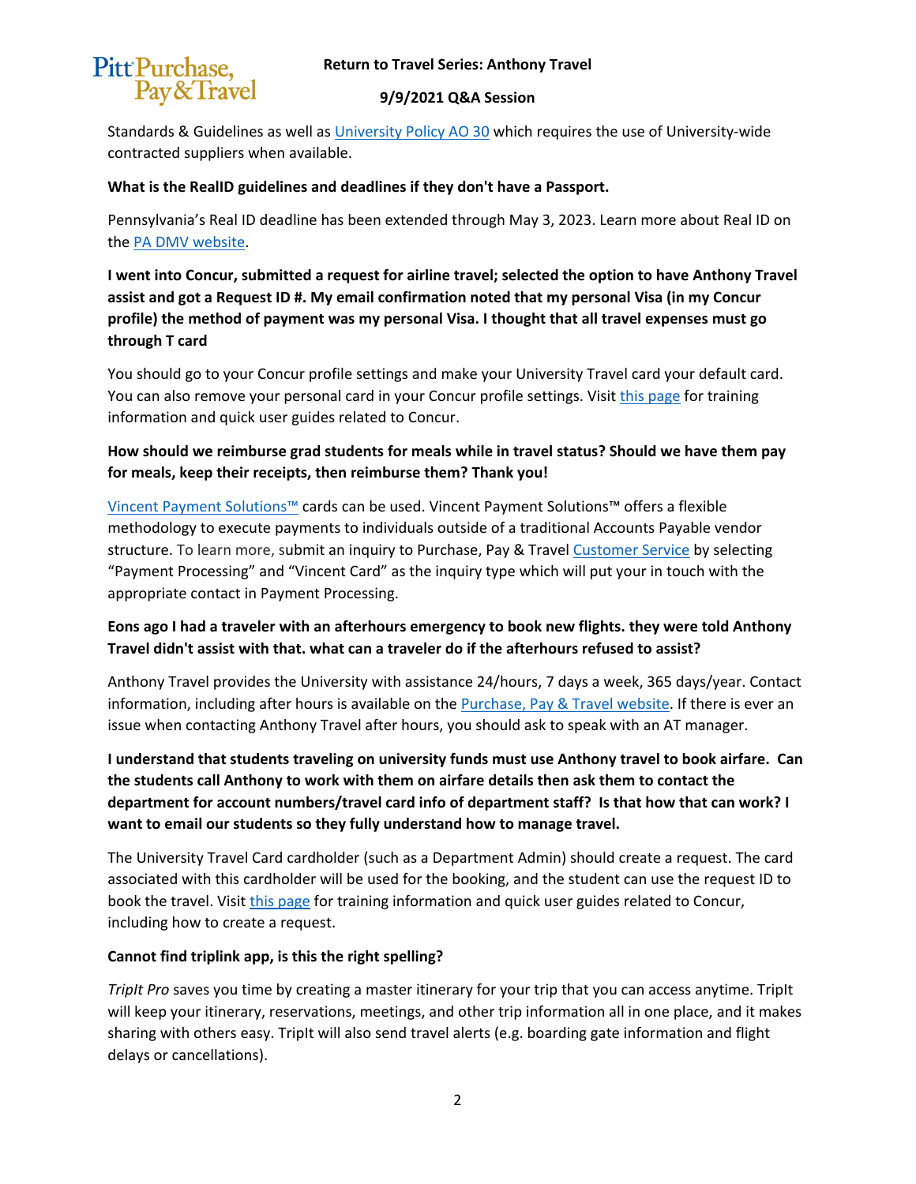Standards & Guidelines as well as University Policy AO 30 which requires the use of University-wide contracted suppliers when available.

**What is the RealID guidelines and deadlines if they don't have a Passport.**

Pennsylvania's Real ID deadline has been extended through May 3, 2023. Learn more about Real ID on the PA DMV website.

**I went into Concur, submitted a request for airline travel; selected the option to have Anthony Travel assist and got a Request ID #. My email confirmation noted that my personal Visa (in my Concur profile) the method of payment was my personal Visa. I thought that all travel expenses must go through T card**

You should go to your Concur profile settings and make your University Travel card your default card. You can also remove your personal card in your Concur profile settings. Visit this page for training information and quick user guides related to Concur.

**How should we reimburse grad students for meals while in travel status? Should we have them pay for meals, keep their receipts, then reimburse them? Thank you!**

Vincent Payment Solutions™ cards can be used. Vincent Payment Solutions™ offers a flexible methodology to execute payments to individuals outside of a traditional Accounts Payable vendor structure. To learn more, submit an inquiry to Purchase, Pay & Travel Customer Service by selecting "Payment Processing" and "Vincent Card" as the inquiry type which will put your in touch with the appropriate contact in Payment Processing.

**Eons ago I had a traveler with an afterhours emergency to book new flights. they were told Anthony Travel didn't assist with that. what can a traveler do if the afterhours refused to assist?**

Anthony Travel provides the University with assistance 24/hours, 7 days a week, 365 days/year. Contact information, including after hours is available on the Purchase, Pay & Travel website. If there is ever an issue when contacting Anthony Travel after hours, you should ask to speak with an AT manager.

**I understand that students traveling on university funds must use Anthony travel to book airfare. Can the students call Anthony to work with them on airfare details then ask them to contact the department for account numbers/travel card info of department staff? Is that how that can work? I want to email our students so they fully understand how to manage travel.**

The University Travel Card cardholder (such as a Department Admin) should create a request. The card associated with this cardholder will be used for the booking, and the student can use the request ID to book the travel. Visit this page for training information and quick user guides related to Concur, including how to create a request.

**Cannot find triplink app, is this the right spelling?**

*TripIt Pro* saves you time by creating a master itinerary for your trip that you can access anytime. TripIt will keep your itinerary, reservations, meetings, and other trip information all in one place, and it makes sharing with others easy. TripIt will also send travel alerts (e.g. boarding gate information and flight delays or cancellations).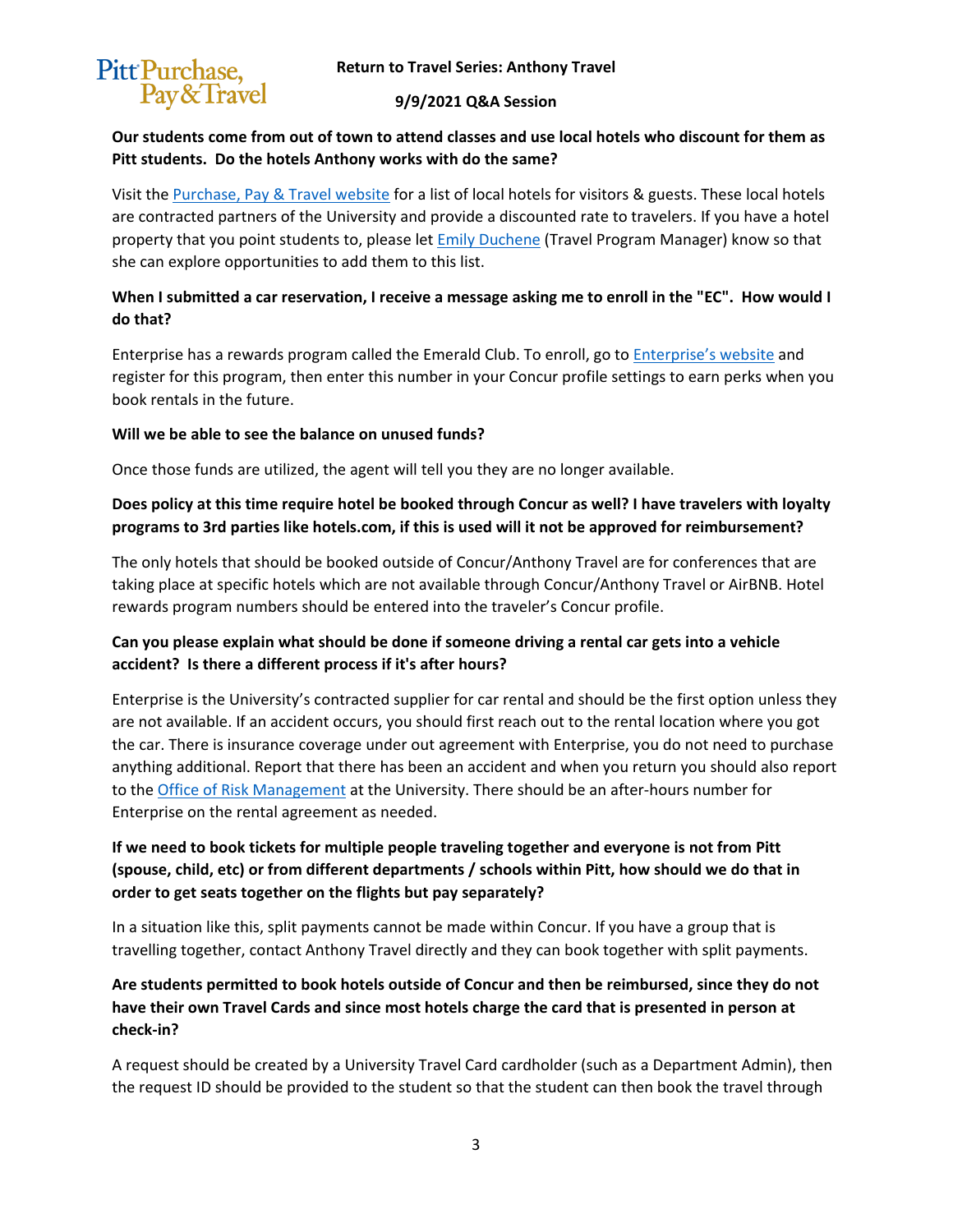**Our students come from out of town to attend classes and use local hotels who discount for them as Pitt students. Do the hotels Anthony works with do the same?**

Visit the Purchase, Pay & Travel website for a list of local hotels for visitors & guests. These local hotels are contracted partners of the University and provide a discounted rate to travelers. If you have a hotel property that you point students to, please let Emily Duchene (Travel Program Manager) know so that she can explore opportunities to add them to this list.

**When I submitted a car reservation, I receive a message asking me to enroll in the "EC". How would I do that?**

Enterprise has a rewards program called the Emerald Club. To enroll, go to Enterprise's website and register for this program, then enter this number in your Concur profile settings to earn perks when you book rentals in the future.

**Will we be able to see the balance on unused funds?**

Once those funds are utilized, the agent will tell you they are no longer available.

**Does policy at this time require hotel be booked through Concur as well? I have travelers with loyalty programs to 3rd parties like hotels.com, if this is used will it not be approved for reimbursement?**

The only hotels that should be booked outside of Concur/Anthony Travel are for conferences that are taking place at specific hotels which are not available through Concur/Anthony Travel or AirBNB. Hotel rewards program numbers should be entered into the traveler's Concur profile.

**Can you please explain what should be done if someone driving a rental car gets into a vehicle accident? Is there a different process if it's after hours?**

Enterprise is the University's contracted supplier for car rental and should be the first option unless they are not available. If an accident occurs, you should first reach out to the rental location where you got the car. There is insurance coverage under out agreement with Enterprise, you do not need to purchase anything additional. Report that there has been an accident and when you return you should also report to the Office of Risk Management at the University. There should be an after-hours number for Enterprise on the rental agreement as needed.

**If we need to book tickets for multiple people traveling together and everyone is not from Pitt (spouse, child, etc) or from different departments / schools within Pitt, how should we do that in order to get seats together on the flights but pay separately?**

In a situation like this, split payments cannot be made within Concur. If you have a group that is travelling together, contact Anthony Travel directly and they can book together with split payments.

**Are students permitted to book hotels outside of Concur and then be reimbursed, since they do not have their own Travel Cards and since most hotels charge the card that is presented in person at check-in?**

A request should be created by a University Travel Card cardholder (such as a Department Admin), then the request ID should be provided to the student so that the student can then book the travel through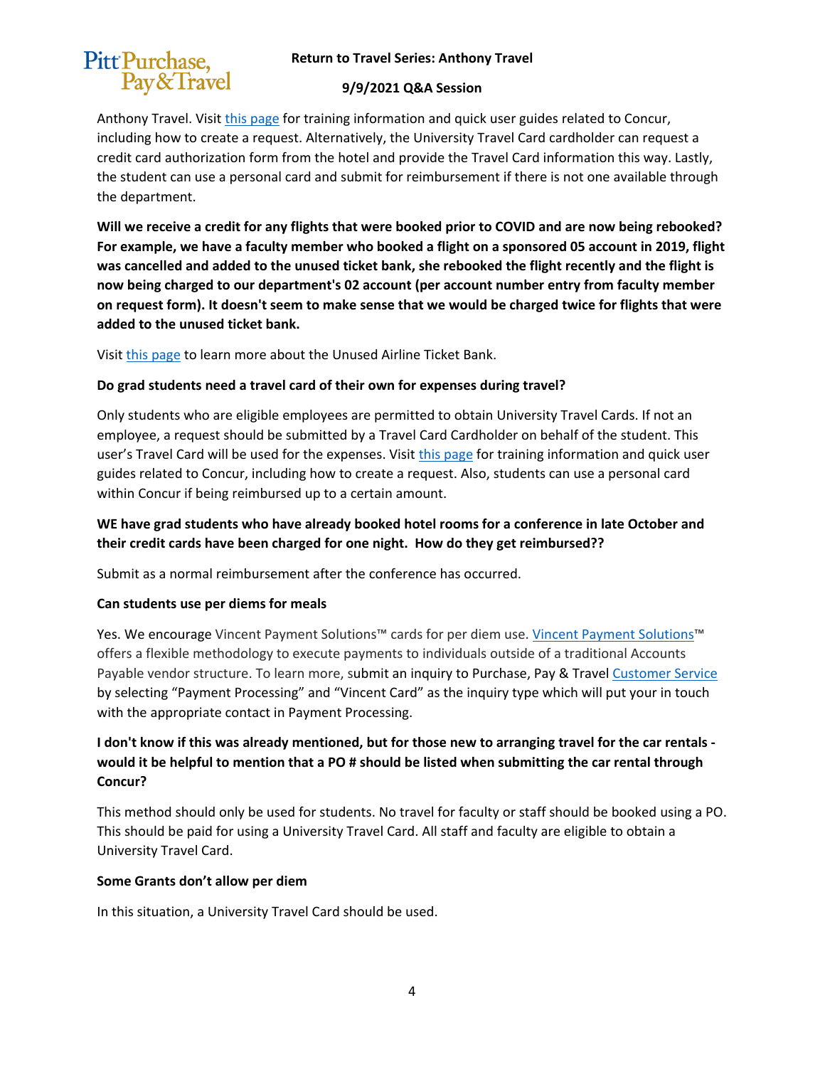Anthony Travel. Visit this page for training information and quick user guides related to Concur, including how to create a request. Alternatively, the University Travel Card cardholder can request a credit card authorization form from the hotel and provide the Travel Card information this way. Lastly, the student can use a personal card and submit for reimbursement if there is not one available through the department.

**Will we receive a credit for any flights that were booked prior to COVID and are now being rebooked? For example, we have a faculty member who booked a flight on a sponsored 05 account in 2019, flight was cancelled and added to the unused ticket bank, she rebooked the flight recently and the flight is now being charged to our department's 02 account (per account number entry from faculty member on request form). It doesn't seem to make sense that we would be charged twice for flights that were added to the unused ticket bank.**

Visit this page to learn more about the Unused Airline Ticket Bank.

**Do grad students need a travel card of their own for expenses during travel?**

Only students who are eligible employees are permitted to obtain University Travel Cards. If not an employee, a request should be submitted by a Travel Card Cardholder on behalf of the student. This user's Travel Card will be used for the expenses. Visit this page for training information and quick user guides related to Concur, including how to create a request. Also, students can use a personal card within Concur if being reimbursed up to a certain amount.

**WE have grad students who have already booked hotel rooms for a conference in late October and their credit cards have been charged for one night. How do they get reimbursed??**

Submit as a normal reimbursement after the conference has occurred.

**Can students use per diems for meals**

Yes. We encourage Vincent Payment Solutions™ cards for per diem use. Vincent Payment Solutions™ offers a flexible methodology to execute payments to individuals outside of a traditional Accounts Payable vendor structure. To learn more, submit an inquiry to Purchase, Pay & Travel Customer Service by selecting "Payment Processing" and "Vincent Card" as the inquiry type which will put your in touch with the appropriate contact in Payment Processing.

**I don't know if this was already mentioned, but for those new to arranging travel for the car rentals - would it be helpful to mention that a PO # should be listed when submitting the car rental through Concur?**

This method should only be used for students. No travel for faculty or staff should be booked using a PO. This should be paid for using a University Travel Card. All staff and faculty are eligible to obtain a University Travel Card.

**Some Grants don't allow per diem**

In this situation, a University Travel Card should be used.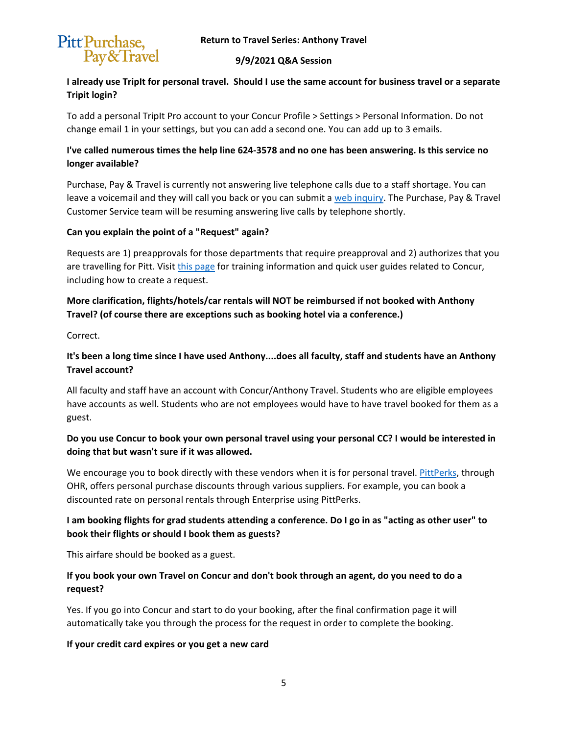**I already use TripIt for personal travel. Should I use the same account for business travel or a separate Tripit login?**

To add a personal TripIt Pro account to your Concur Profile > Settings > Personal Information. Do not change email 1 in your settings, but you can add a second one. You can add up to 3 emails.

**I've called numerous times the help line 624-3578 and no one has been answering. Is this service no longer available?**

Purchase, Pay & Travel is currently not answering live telephone calls due to a staff shortage. You can leave a voicemail and they will call you back or you can submit a web inquiry. The Purchase, Pay & Travel Customer Service team will be resuming answering live calls by telephone shortly.

**Can you explain the point of a "Request" again?**

Requests are 1) preapprovals for those departments that require preapproval and 2) authorizes that you are travelling for Pitt. Visit this page for training information and quick user guides related to Concur, including how to create a request.

**More clarification, flights/hotels/car rentals will NOT be reimbursed if not booked with Anthony Travel? (of course there are exceptions such as booking hotel via a conference.)**

Correct.

**It's been a long time since I have used Anthony....does all faculty, staff and students have an Anthony Travel account?**

All faculty and staff have an account with Concur/Anthony Travel. Students who are eligible employees have accounts as well. Students who are not employees would have to have travel booked for them as a guest.

**Do you use Concur to book your own personal travel using your personal CC? I would be interested in doing that but wasn't sure if it was allowed.**

We encourage you to book directly with these vendors when it is for personal travel. PittPerks, through OHR, offers personal purchase discounts through various suppliers. For example, you can book a discounted rate on personal rentals through Enterprise using PittPerks.

**I am booking flights for grad students attending a conference. Do I go in as "acting as other user" to book their flights or should I book them as guests?**

This airfare should be booked as a guest.

**If you book your own Travel on Concur and don't book through an agent, do you need to do a request?**

Yes. If you go into Concur and start to do your booking, after the final confirmation page it will automatically take you through the process for the request in order to complete the booking.

**If your credit card expires or you get a new card**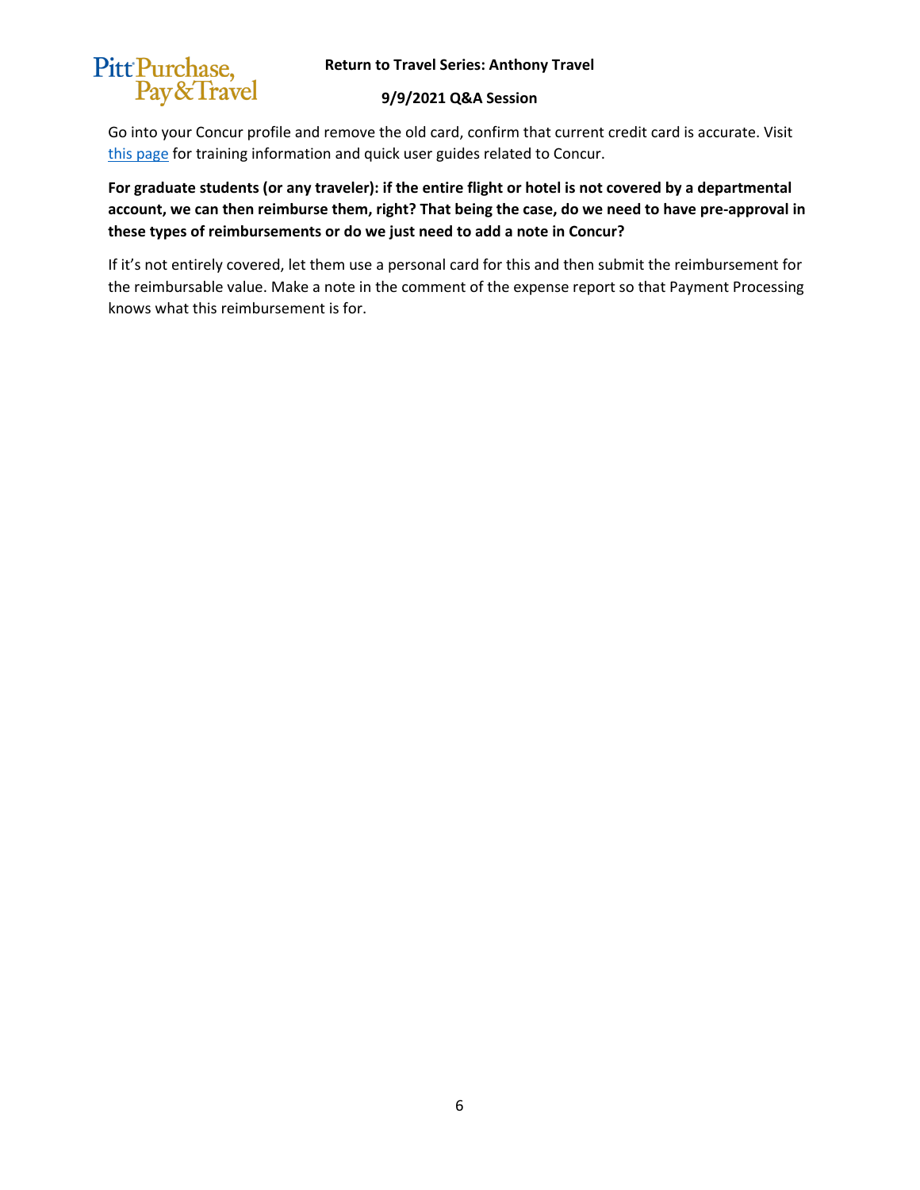Go into your Concur profile and remove the old card, confirm that current credit card is accurate. Visit this page for training information and quick user guides related to Concur.

**For graduate students (or any traveler): if the entire flight or hotel is not covered by a departmental account, we can then reimburse them, right? That being the case, do we need to have pre-approval in these types of reimbursements or do we just need to add a note in Concur?**

If it's not entirely covered, let them use a personal card for this and then submit the reimbursement for the reimbursable value. Make a note in the comment of the expense report so that Payment Processing knows what this reimbursement is for.